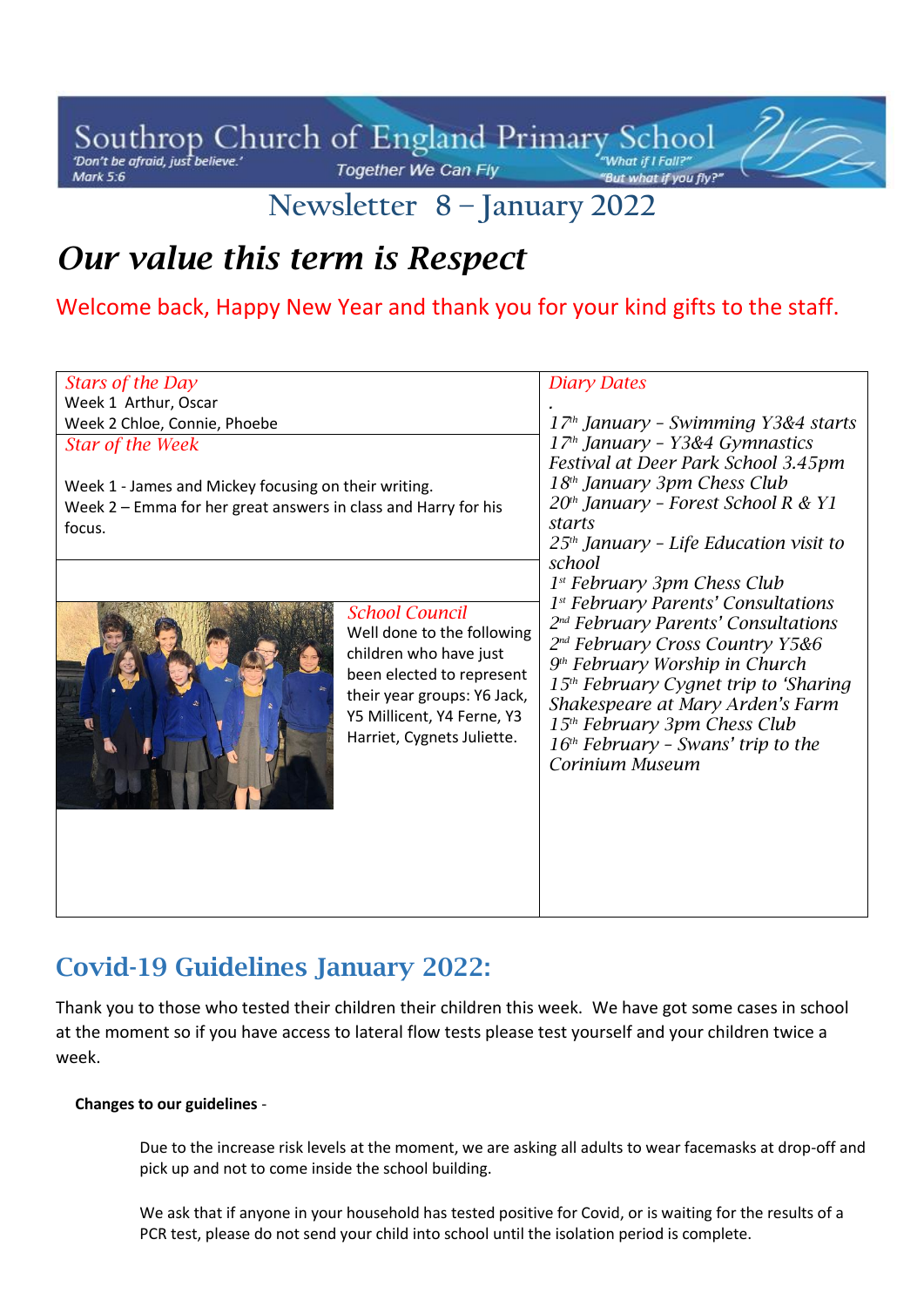# Southrop Church of England Primary School

'Don't be afraid, just believe.' Mark 5:6

Together We Can Fly

"What if I Fall?" "But what if you fly?"

## Newsletter 8 – January 2022

# *Our value this term is Respect*

Welcome back, Happy New Year and thank you for your kind gifts to the staff.

### *Stars of the Day*

Week 1 Arthur, Oscar
Week 2 Chloe, Connie, Phoebe

### *Star of the Week*

Week 1 - James and Mickey focusing on their writing.
Week 2 – Emma for her great answers in class and Harry for his focus.

### *School Council*

Well done to the following children who have just been elected to represent their year groups: Y6 Jack, Y5 Millicent, Y4 Ferne, Y3 Harriet, Cygnets Juliette.

### *Diary Dates*

*17th January - Swimming Y3&4 starts*
*17th January - Y3&4 Gymnastics Festival at Deer Park School 3.45pm*
*18th January 3pm Chess Club*
*20th January - Forest School R & Y1 starts*
*25th January - Life Education visit to school*
*1st February 3pm Chess Club*
*1st February Parents' Consultations*
*2nd February Parents' Consultations*
*2nd February Cross Country Y5&6*
*9th February Worship in Church*
*15th February Cygnet trip to 'Sharing Shakespeare at Mary Arden's Farm*
*15th February 3pm Chess Club*
*16th February - Swans' trip to the Corinium Museum*

## Covid-19 Guidelines January 2022:

Thank you to those who tested their children their children this week. We have got some cases in school at the moment so if you have access to lateral flow tests please test yourself and your children twice a week.

**Changes to our guidelines** -

Due to the increase risk levels at the moment, we are asking all adults to wear facemasks at drop-off and pick up and not to come inside the school building.

We ask that if anyone in your household has tested positive for Covid, or is waiting for the results of a PCR test, please do not send your child into school until the isolation period is complete.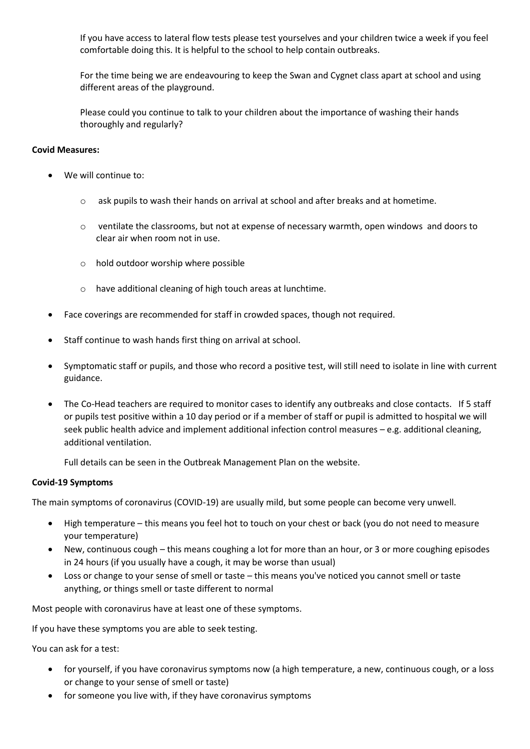If you have access to lateral flow tests please test yourselves and your children twice a week if you feel comfortable doing this. It is helpful to the school to help contain outbreaks.

For the time being we are endeavouring to keep the Swan and Cygnet class apart at school and using different areas of the playground.

Please could you continue to talk to your children about the importance of washing their hands thoroughly and regularly?

**Covid Measures:**

- We will continue to:
  - ask pupils to wash their hands on arrival at school and after breaks and at hometime.
  - ventilate the classrooms, but not at expense of necessary warmth, open windows and doors to clear air when room not in use.
  - hold outdoor worship where possible
  - have additional cleaning of high touch areas at lunchtime.
- Face coverings are recommended for staff in crowded spaces, though not required.
- Staff continue to wash hands first thing on arrival at school.
- Symptomatic staff or pupils, and those who record a positive test, will still need to isolate in line with current guidance.
- The Co-Head teachers are required to monitor cases to identify any outbreaks and close contacts. If 5 staff or pupils test positive within a 10 day period or if a member of staff or pupil is admitted to hospital we will seek public health advice and implement additional infection control measures – e.g. additional cleaning, additional ventilation.

  Full details can be seen in the Outbreak Management Plan on the website.

**Covid-19 Symptoms**

The main symptoms of coronavirus (COVID-19) are usually mild, but some people can become very unwell.

- High temperature – this means you feel hot to touch on your chest or back (you do not need to measure your temperature)
- New, continuous cough – this means coughing a lot for more than an hour, or 3 or more coughing episodes in 24 hours (if you usually have a cough, it may be worse than usual)
- Loss or change to your sense of smell or taste – this means you've noticed you cannot smell or taste anything, or things smell or taste different to normal

Most people with coronavirus have at least one of these symptoms.

If you have these symptoms you are able to seek testing.

You can ask for a test:

- for yourself, if you have coronavirus symptoms now (a high temperature, a new, continuous cough, or a loss or change to your sense of smell or taste)
- for someone you live with, if they have coronavirus symptoms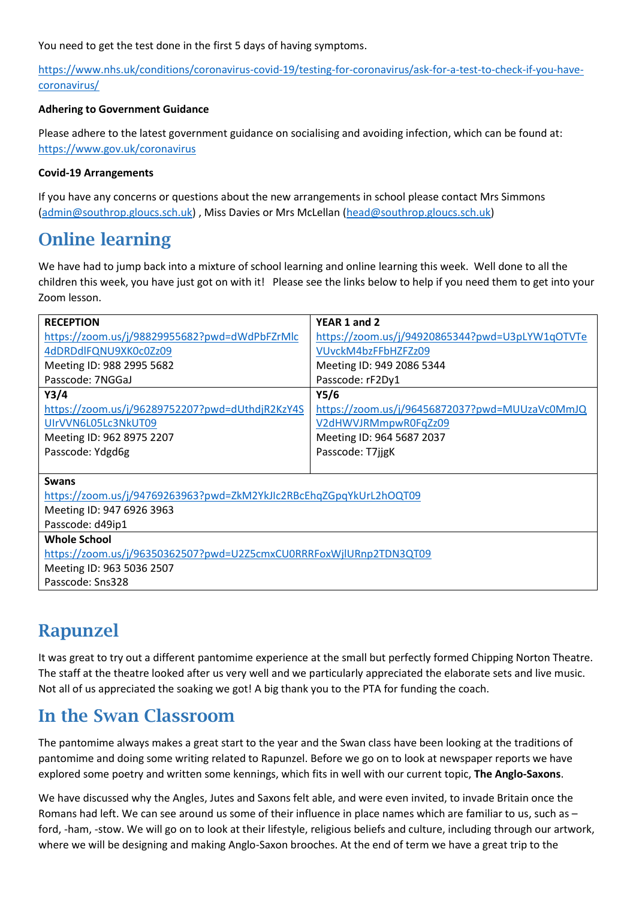You need to get the test done in the first 5 days of having symptoms.

https://www.nhs.uk/conditions/coronavirus-covid-19/testing-for-coronavirus/ask-for-a-test-to-check-if-you-have-coronavirus/

**Adhering to Government Guidance**

Please adhere to the latest government guidance on socialising and avoiding infection, which can be found at: https://www.gov.uk/coronavirus

**Covid-19 Arrangements**

If you have any concerns or questions about the new arrangements in school please contact Mrs Simmons (admin@southrop.gloucs.sch.uk) , Miss Davies or Mrs McLellan (head@southrop.gloucs.sch.uk)

## Online learning

We have had to jump back into a mixture of school learning and online learning this week. Well done to all the children this week, you have just got on with it! Please see the links below to help if you need them to get into your Zoom lesson.

| **RECEPTION** | **YEAR 1 and 2** |
|---|---|
| https://zoom.us/j/98829955682?pwd=dWdPbFZrMlc4dDRDdlFQNU9XK0c0Zz09<br>Meeting ID: 988 2995 5682<br>Passcode: 7NGGaJ | https://zoom.us/j/94920865344?pwd=U3pLYW1qOTVTeVUvckM4bzFFbHZFZz09<br>Meeting ID: 949 2086 5344<br>Passcode: rF2Dy1 |
| **Y3/4**<br>https://zoom.us/j/96289752207?pwd=dUthdjR2KzY4SUlrVVN6L05Lc3NkUT09<br>Meeting ID: 962 8975 2207<br>Passcode: Ydgd6g | **Y5/6**<br>https://zoom.us/j/96456872037?pwd=MUUzaVc0MmJQV2dHWVJRMmpwR0FqZz09<br>Meeting ID: 964 5687 2037<br>Passcode: T7jjgK |
| **Swans**<br>https://zoom.us/j/94769263963?pwd=ZkM2YkJlc2RBcEhqZGpqYkUrL2hOQT09<br>Meeting ID: 947 6926 3963<br>Passcode: d49ip1 | |
| **Whole School**<br>https://zoom.us/j/96350362507?pwd=U2Z5cmxCU0RRRFoxWjlURnp2TDN3QT09<br>Meeting ID: 963 5036 2507<br>Passcode: Sns328 | |

## Rapunzel

It was great to try out a different pantomime experience at the small but perfectly formed Chipping Norton Theatre. The staff at the theatre looked after us very well and we particularly appreciated the elaborate sets and live music. Not all of us appreciated the soaking we got! A big thank you to the PTA for funding the coach.

## In the Swan Classroom

The pantomime always makes a great start to the year and the Swan class have been looking at the traditions of pantomime and doing some writing related to Rapunzel. Before we go on to look at newspaper reports we have explored some poetry and written some kennings, which fits in well with our current topic, **The Anglo-Saxons**.

We have discussed why the Angles, Jutes and Saxons felt able, and were even invited, to invade Britain once the Romans had left. We can see around us some of their influence in place names which are familiar to us, such as – ford, -ham, -stow. We will go on to look at their lifestyle, religious beliefs and culture, including through our artwork, where we will be designing and making Anglo-Saxon brooches. At the end of term we have a great trip to the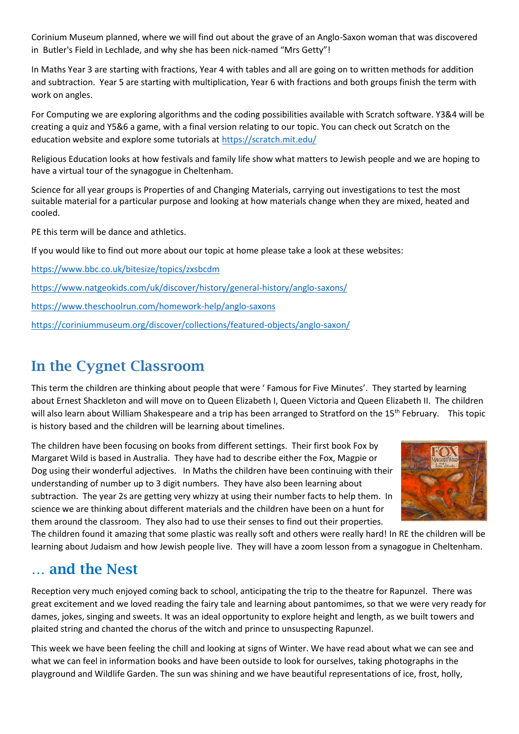Corinium Museum planned, where we will find out about the grave of an Anglo-Saxon woman that was discovered in Butler's Field in Lechlade, and why she has been nick-named "Mrs Getty"!

In Maths Year 3 are starting with fractions, Year 4 with tables and all are going on to written methods for addition and subtraction. Year 5 are starting with multiplication, Year 6 with fractions and both groups finish the term with work on angles.

For Computing we are exploring algorithms and the coding possibilities available with Scratch software. Y3&4 will be creating a quiz and Y5&6 a game, with a final version relating to our topic. You can check out Scratch on the education website and explore some tutorials at https://scratch.mit.edu/

Religious Education looks at how festivals and family life show what matters to Jewish people and we are hoping to have a virtual tour of the synagogue in Cheltenham.

Science for all year groups is Properties of and Changing Materials, carrying out investigations to test the most suitable material for a particular purpose and looking at how materials change when they are mixed, heated and cooled.

PE this term will be dance and athletics.

If you would like to find out more about our topic at home please take a look at these websites:

https://www.bbc.co.uk/bitesize/topics/zxsbcdm

https://www.natgeokids.com/uk/discover/history/general-history/anglo-saxons/

https://www.theschoolrun.com/homework-help/anglo-saxons

https://coriniummuseum.org/discover/collections/featured-objects/anglo-saxon/

## In the Cygnet Classroom

This term the children are thinking about people that were ' Famous for Five Minutes'. They started by learning about Ernest Shackleton and will move on to Queen Elizabeth I, Queen Victoria and Queen Elizabeth II. The children will also learn about William Shakespeare and a trip has been arranged to Stratford on the 15th February. This topic is history based and the children will be learning about timelines.

The children have been focusing on books from different settings. Their first book Fox by Margaret Wild is based in Australia. They have had to describe either the Fox, Magpie or Dog using their wonderful adjectives. In Maths the children have been continuing with their understanding of number up to 3 digit numbers. They have also been learning about subtraction. The year 2s are getting very whizzy at using their number facts to help them. In science we are thinking about different materials and the children have been on a hunt for them around the classroom. They also had to use their senses to find out their properties. The children found it amazing that some plastic was really soft and others were really hard! In RE the children will be learning about Judaism and how Jewish people live. They will have a zoom lesson from a synagogue in Cheltenham.

## … and the Nest

Reception very much enjoyed coming back to school, anticipating the trip to the theatre for Rapunzel. There was great excitement and we loved reading the fairy tale and learning about pantomimes, so that we were very ready for dames, jokes, singing and sweets. It was an ideal opportunity to explore height and length, as we built towers and plaited string and chanted the chorus of the witch and prince to unsuspecting Rapunzel.

This week we have been feeling the chill and looking at signs of Winter. We have read about what we can see and what we can feel in information books and have been outside to look for ourselves, taking photographs in the playground and Wildlife Garden. The sun was shining and we have beautiful representations of ice, frost, holly,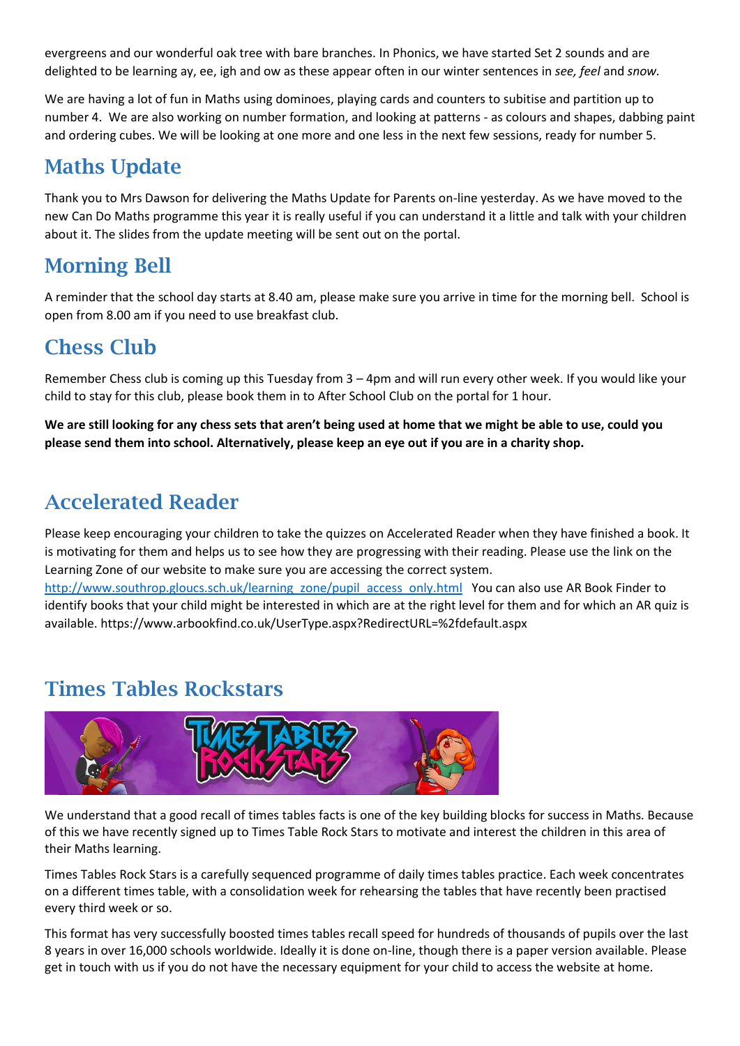evergreens and our wonderful oak tree with bare branches. In Phonics, we have started Set 2 sounds and are delighted to be learning ay, ee, igh and ow as these appear often in our winter sentences in *see, feel* and *snow.*

We are having a lot of fun in Maths using dominoes, playing cards and counters to subitise and partition up to number 4. We are also working on number formation, and looking at patterns - as colours and shapes, dabbing paint and ordering cubes. We will be looking at one more and one less in the next few sessions, ready for number 5.

## Maths Update

Thank you to Mrs Dawson for delivering the Maths Update for Parents on-line yesterday. As we have moved to the new Can Do Maths programme this year it is really useful if you can understand it a little and talk with your children about it. The slides from the update meeting will be sent out on the portal.

## Morning Bell

A reminder that the school day starts at 8.40 am, please make sure you arrive in time for the morning bell. School is open from 8.00 am if you need to use breakfast club.

## Chess Club

Remember Chess club is coming up this Tuesday from 3 – 4pm and will run every other week. If you would like your child to stay for this club, please book them in to After School Club on the portal for 1 hour.

**We are still looking for any chess sets that aren't being used at home that we might be able to use, could you please send them into school. Alternatively, please keep an eye out if you are in a charity shop.**

## Accelerated Reader

Please keep encouraging your children to take the quizzes on Accelerated Reader when they have finished a book. It is motivating for them and helps us to see how they are progressing with their reading. Please use the link on the Learning Zone of our website to make sure you are accessing the correct system. [http://www.southrop.gloucs.sch.uk/learning_zone/pupil_access_only.html](http://www.southrop.gloucs.sch.uk/learning_zone/pupil_access_only.html) You can also use AR Book Finder to identify books that your child might be interested in which are at the right level for them and for which an AR quiz is available. https://www.arbookfind.co.uk/UserType.aspx?RedirectURL=%2fdefault.aspx

## Times Tables Rockstars

We understand that a good recall of times tables facts is one of the key building blocks for success in Maths. Because of this we have recently signed up to Times Table Rock Stars to motivate and interest the children in this area of their Maths learning.

Times Tables Rock Stars is a carefully sequenced programme of daily times tables practice. Each week concentrates on a different times table, with a consolidation week for rehearsing the tables that have recently been practised every third week or so.

This format has very successfully boosted times tables recall speed for hundreds of thousands of pupils over the last 8 years in over 16,000 schools worldwide. Ideally it is done on-line, though there is a paper version available. Please get in touch with us if you do not have the necessary equipment for your child to access the website at home.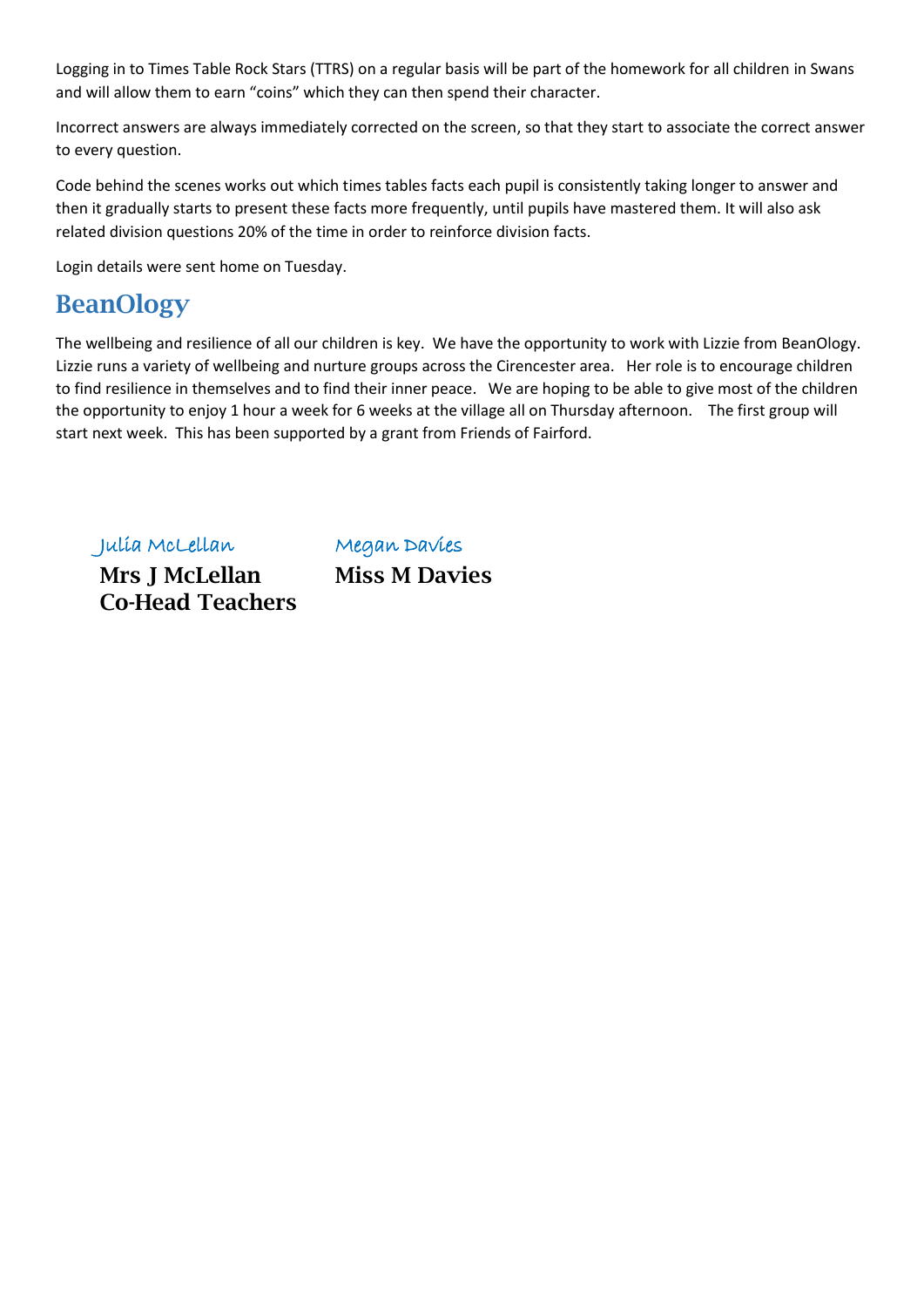Logging in to Times Table Rock Stars (TTRS) on a regular basis will be part of the homework for all children in Swans and will allow them to earn "coins" which they can then spend their character.

Incorrect answers are always immediately corrected on the screen, so that they start to associate the correct answer to every question.

Code behind the scenes works out which times tables facts each pupil is consistently taking longer to answer and then it gradually starts to present these facts more frequently, until pupils have mastered them. It will also ask related division questions 20% of the time in order to reinforce division facts.

Login details were sent home on Tuesday.

## BeanOlogy

The wellbeing and resilience of all our children is key. We have the opportunity to work with Lizzie from BeanOlogy. Lizzie runs a variety of wellbeing and nurture groups across the Cirencester area. Her role is to encourage children to find resilience in themselves and to find their inner peace. We are hoping to be able to give most of the children the opportunity to enjoy 1 hour a week for 6 weeks at the village all on Thursday afternoon. The first group will start next week. This has been supported by a grant from Friends of Fairford.

*Julia McLellan* *Megan Davies*

**Mrs J McLellan** **Miss M Davies**

**Co-Head Teachers**